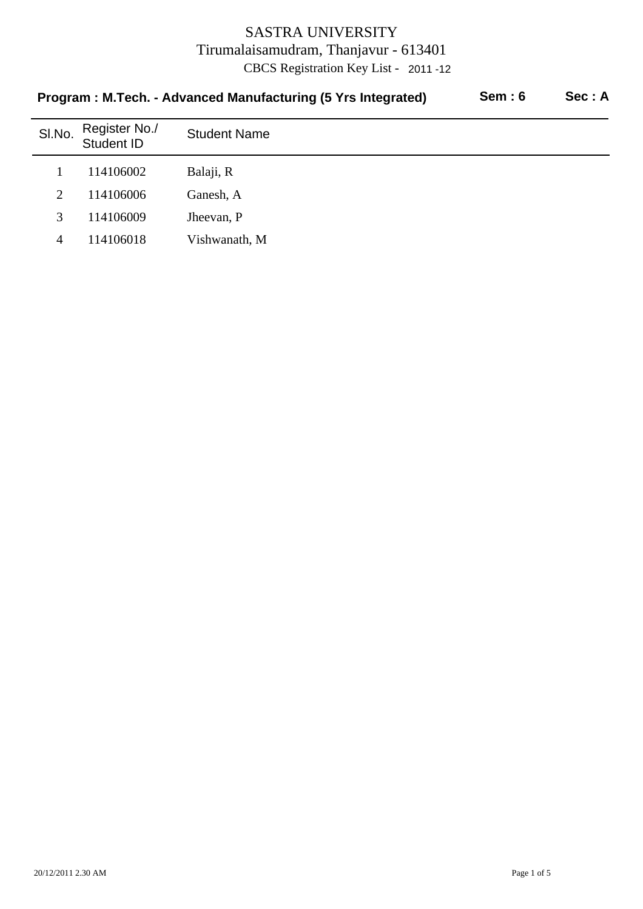# SASTRA UNIVERSITY

Tirumalaisamudram, Thanjavur - 613401

CBCS Registration Key List - 2011 -12

**Program : M.Tech. - Advanced Manufacturing (5 Yrs Integrated)** **Sem : 6** **Sec : A**

| Sl.No. | Register No./ Student ID | Student Name |
|---|---|---|
| 1 | 114106002 | Balaji, R |
| 2 | 114106006 | Ganesh, A |
| 3 | 114106009 | Jheevan, P |
| 4 | 114106018 | Vishwanath, M |

20/12/2011 2.30 AM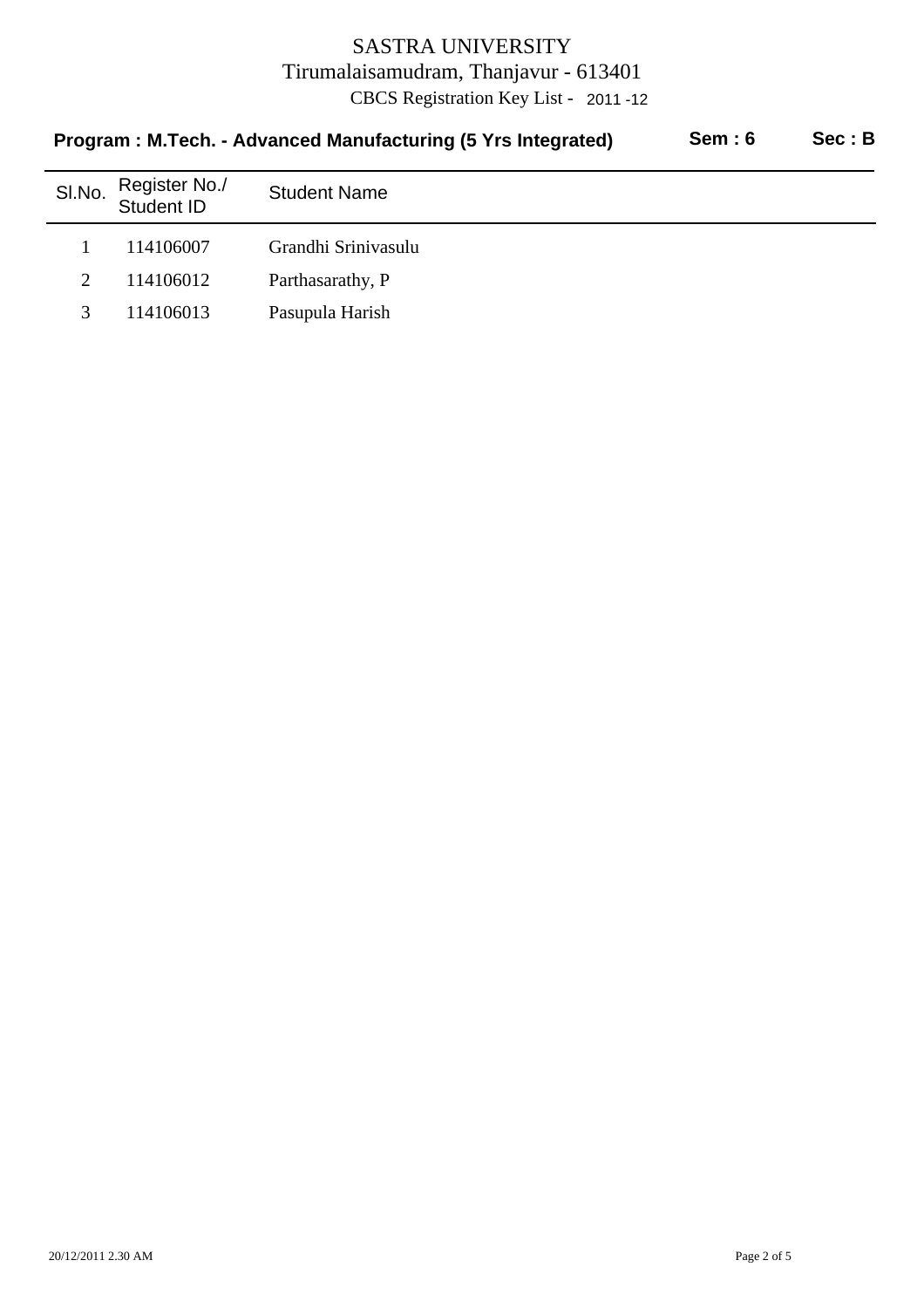# SASTRA UNIVERSITY

Tirumalaisamudram, Thanjavur - 613401

CBCS Registration Key List - 2011 -12

**Program : M.Tech. - Advanced Manufacturing (5 Yrs Integrated)** **Sem : 6** **Sec : B**

| Sl.No. | Register No./ Student ID | Student Name |
|---|---|---|
| 1 | 114106007 | Grandhi Srinivasulu |
| 2 | 114106012 | Parthasarathy, P |
| 3 | 114106013 | Pasupula Harish |

20/12/2011 2.30 AM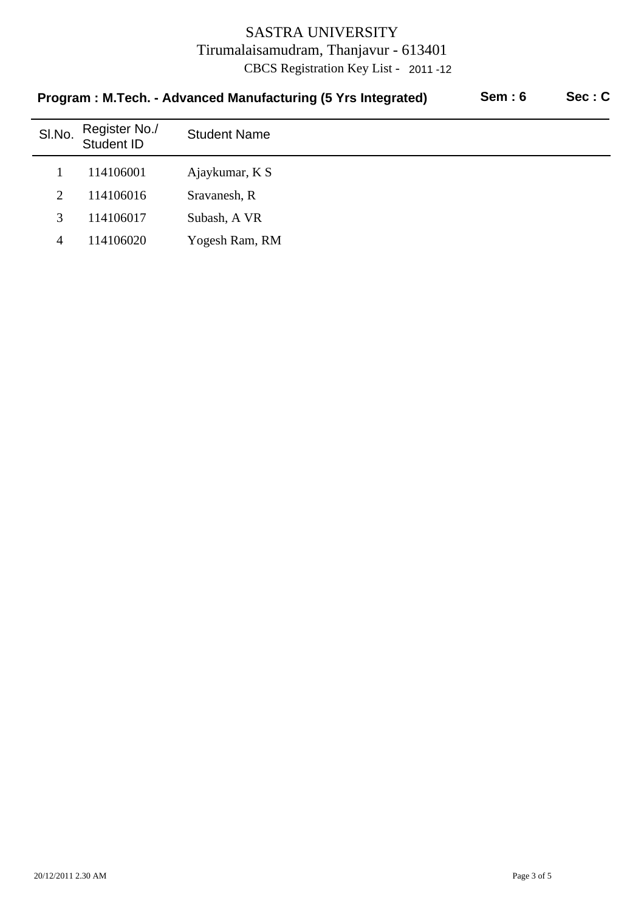# SASTRA UNIVERSITY

Tirumalaisamudram, Thanjavur - 613401

CBCS Registration Key List - 2011 -12

**Program : M.Tech. - Advanced Manufacturing (5 Yrs Integrated)** **Sem : 6** **Sec : C**

| Sl.No. | Register No./ Student ID | Student Name |
|---|---|---|
| 1 | 114106001 | Ajaykumar, K S |
| 2 | 114106016 | Sravanesh, R |
| 3 | 114106017 | Subash, A VR |
| 4 | 114106020 | Yogesh Ram, RM |

20/12/2011 2.30 AM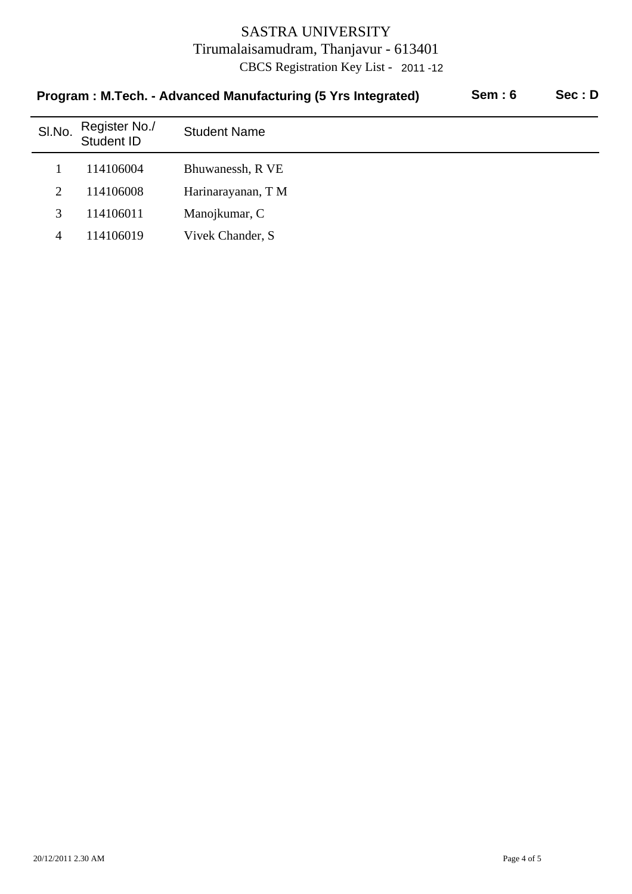# SASTRA UNIVERSITY

Tirumalaisamudram, Thanjavur - 613401

CBCS Registration Key List - 2011 -12

**Program : M.Tech. - Advanced Manufacturing (5 Yrs Integrated)** **Sem : 6** **Sec : D**

| Sl.No. | Register No./ Student ID | Student Name |
|---|---|---|
| 1 | 114106004 | Bhuwanessh, R VE |
| 2 | 114106008 | Harinarayanan, T M |
| 3 | 114106011 | Manojkumar, C |
| 4 | 114106019 | Vivek Chander, S |

20/12/2011 2.30 AM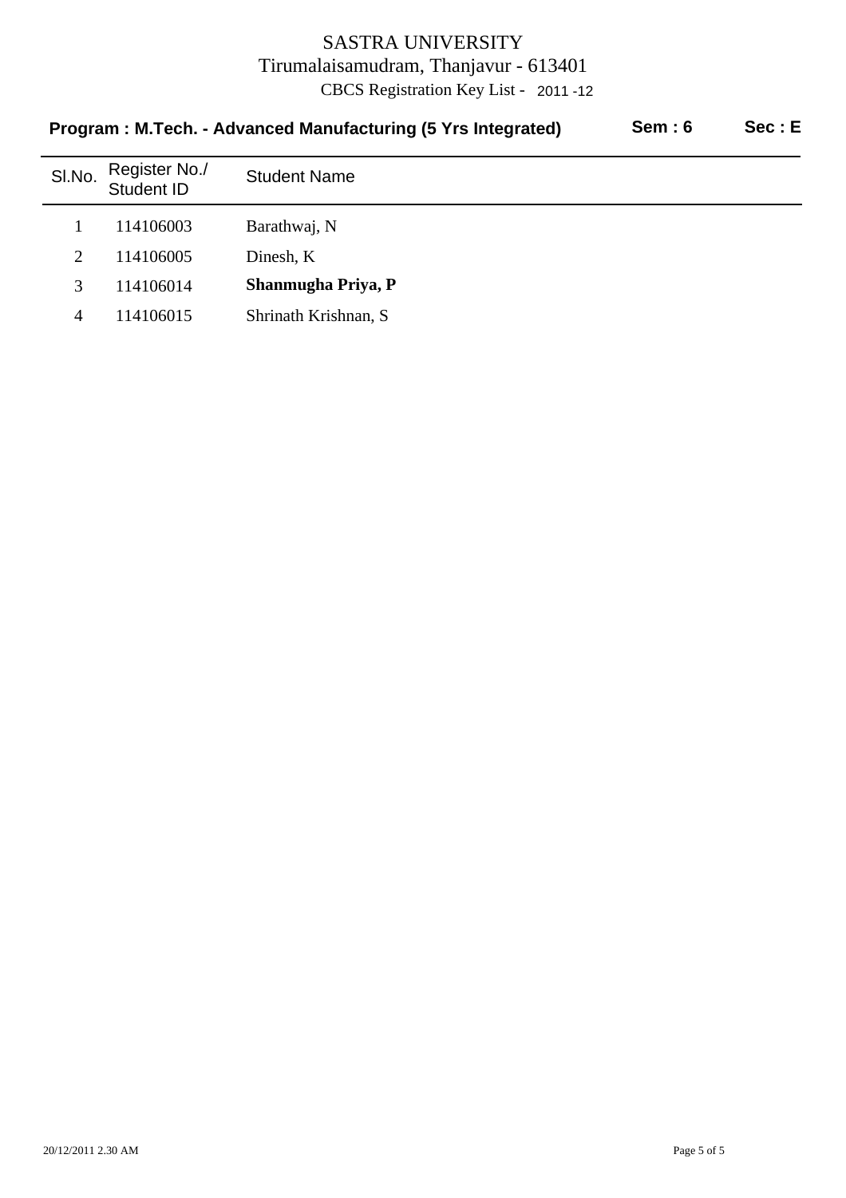# SASTRA UNIVERSITY

Tirumalaisamudram, Thanjavur - 613401

CBCS Registration Key List - 2011 -12

**Program : M.Tech. - Advanced Manufacturing (5 Yrs Integrated)** **Sem : 6** **Sec : E**

| Sl.No. | Register No./ Student ID | Student Name |
|---|---|---|
| 1 | 114106003 | Barathwaj, N |
| 2 | 114106005 | Dinesh, K |
| 3 | 114106014 | **Shanmugha Priya, P** |
| 4 | 114106015 | Shrinath Krishnan, S |

20/12/2011 2.30 AM